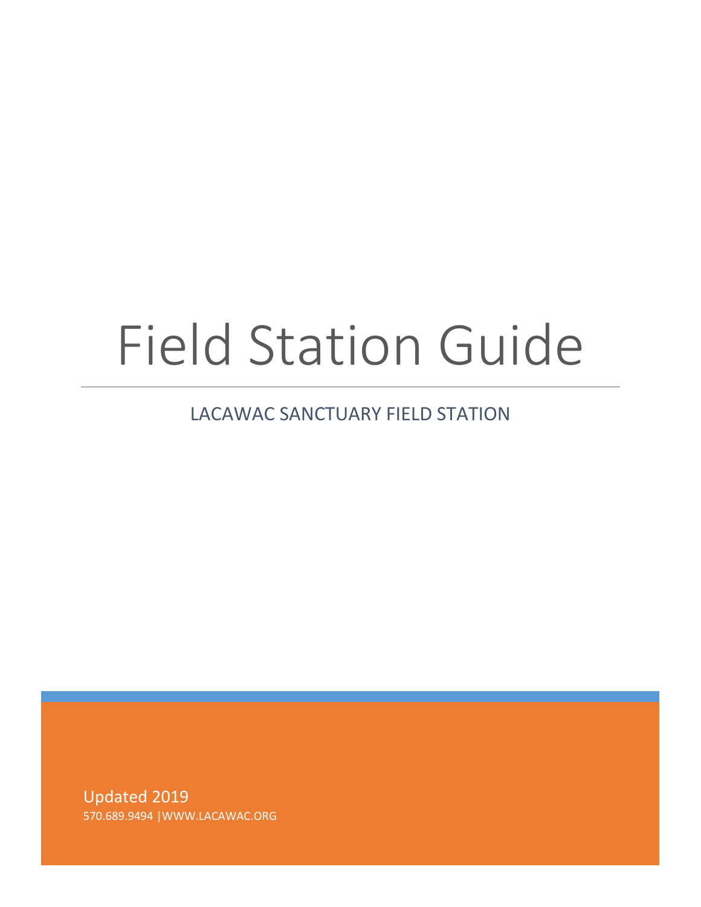# Field Station Guide

LACAWAC SANCTUARY FIELD STATION

Updated 2019

570.689.9494 |WWW.LACAWAC.ORG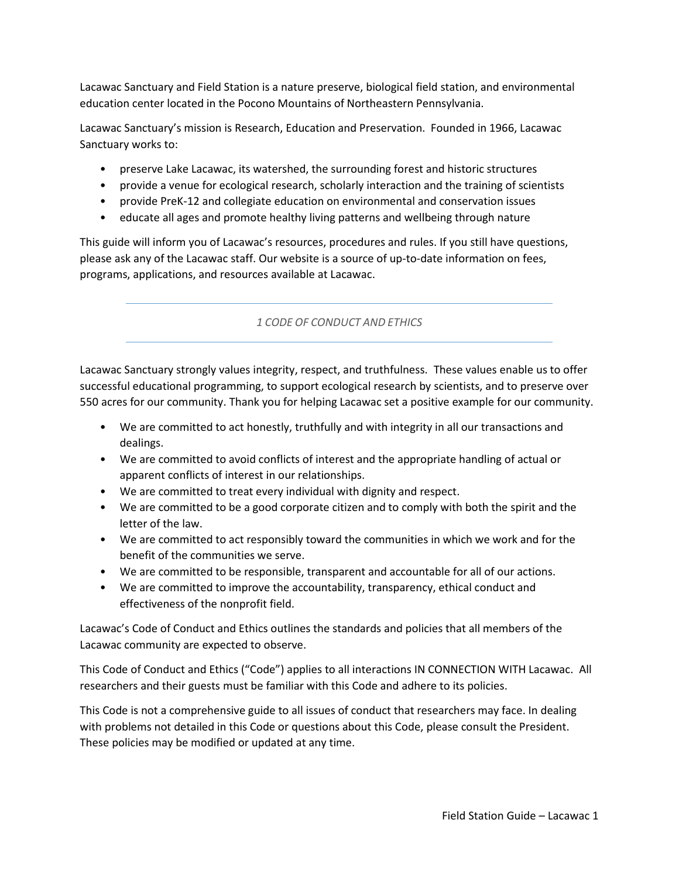Lacawac Sanctuary and Field Station is a nature preserve, biological field station, and environmental education center located in the Pocono Mountains of Northeastern Pennsylvania.

Lacawac Sanctuary's mission is Research, Education and Preservation. Founded in 1966, Lacawac Sanctuary works to:

- preserve Lake Lacawac, its watershed, the surrounding forest and historic structures
- provide a venue for ecological research, scholarly interaction and the training of scientists
- provide PreK-12 and collegiate education on environmental and conservation issues
- educate all ages and promote healthy living patterns and wellbeing through nature

This guide will inform you of Lacawac's resources, procedures and rules. If you still have questions, please ask any of the Lacawac staff. Our website is a source of up-to-date information on fees, programs, applications, and resources available at Lacawac.

## *1 CODE OF CONDUCT AND ETHICS*

Lacawac Sanctuary strongly values integrity, respect, and truthfulness. These values enable us to offer successful educational programming, to support ecological research by scientists, and to preserve over 550 acres for our community. Thank you for helping Lacawac set a positive example for our community.

- We are committed to act honestly, truthfully and with integrity in all our transactions and dealings.
- We are committed to avoid conflicts of interest and the appropriate handling of actual or apparent conflicts of interest in our relationships.
- We are committed to treat every individual with dignity and respect.
- We are committed to be a good corporate citizen and to comply with both the spirit and the letter of the law.
- We are committed to act responsibly toward the communities in which we work and for the benefit of the communities we serve.
- We are committed to be responsible, transparent and accountable for all of our actions.
- We are committed to improve the accountability, transparency, ethical conduct and effectiveness of the nonprofit field.

Lacawac's Code of Conduct and Ethics outlines the standards and policies that all members of the Lacawac community are expected to observe.

This Code of Conduct and Ethics ("Code") applies to all interactions IN CONNECTION WITH Lacawac. All researchers and their guests must be familiar with this Code and adhere to its policies.

This Code is not a comprehensive guide to all issues of conduct that researchers may face. In dealing with problems not detailed in this Code or questions about this Code, please consult the President. These policies may be modified or updated at any time.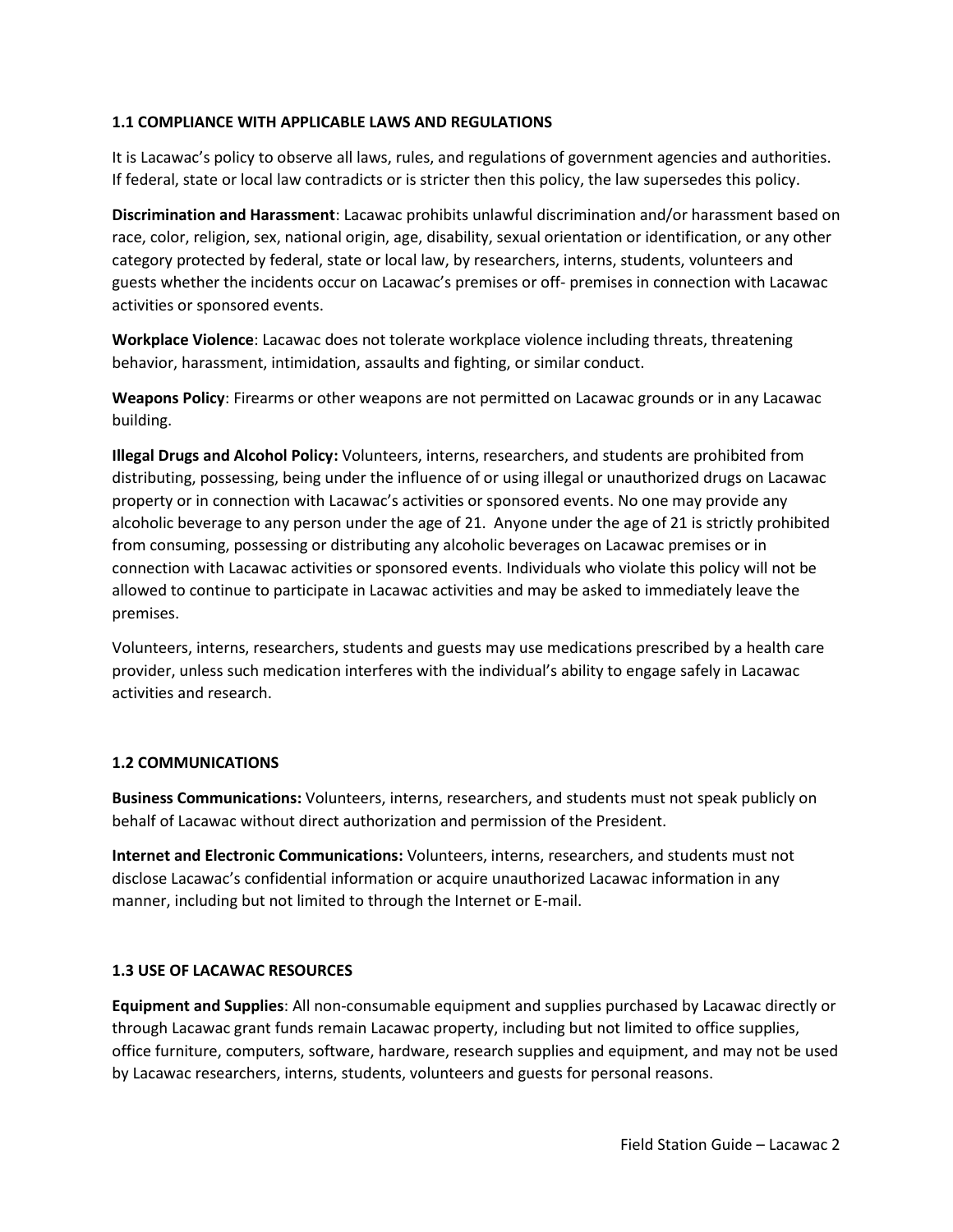### 1.1 COMPLIANCE WITH APPLICABLE LAWS AND REGULATIONS

It is Lacawac's policy to observe all laws, rules, and regulations of government agencies and authorities. If federal, state or local law contradicts or is stricter then this policy, the law supersedes this policy.

**Discrimination and Harassment**: Lacawac prohibits unlawful discrimination and/or harassment based on race, color, religion, sex, national origin, age, disability, sexual orientation or identification, or any other category protected by federal, state or local law, by researchers, interns, students, volunteers and guests whether the incidents occur on Lacawac's premises or off- premises in connection with Lacawac activities or sponsored events.

**Workplace Violence**: Lacawac does not tolerate workplace violence including threats, threatening behavior, harassment, intimidation, assaults and fighting, or similar conduct.

**Weapons Policy**: Firearms or other weapons are not permitted on Lacawac grounds or in any Lacawac building.

**Illegal Drugs and Alcohol Policy:** Volunteers, interns, researchers, and students are prohibited from distributing, possessing, being under the influence of or using illegal or unauthorized drugs on Lacawac property or in connection with Lacawac's activities or sponsored events. No one may provide any alcoholic beverage to any person under the age of 21. Anyone under the age of 21 is strictly prohibited from consuming, possessing or distributing any alcoholic beverages on Lacawac premises or in connection with Lacawac activities or sponsored events. Individuals who violate this policy will not be allowed to continue to participate in Lacawac activities and may be asked to immediately leave the premises.

Volunteers, interns, researchers, students and guests may use medications prescribed by a health care provider, unless such medication interferes with the individual's ability to engage safely in Lacawac activities and research.

### 1.2 COMMUNICATIONS

**Business Communications:** Volunteers, interns, researchers, and students must not speak publicly on behalf of Lacawac without direct authorization and permission of the President.

**Internet and Electronic Communications:** Volunteers, interns, researchers, and students must not disclose Lacawac's confidential information or acquire unauthorized Lacawac information in any manner, including but not limited to through the Internet or E-mail.

### 1.3 USE OF LACAWAC RESOURCES

**Equipment and Supplies**: All non-consumable equipment and supplies purchased by Lacawac directly or through Lacawac grant funds remain Lacawac property, including but not limited to office supplies, office furniture, computers, software, hardware, research supplies and equipment, and may not be used by Lacawac researchers, interns, students, volunteers and guests for personal reasons.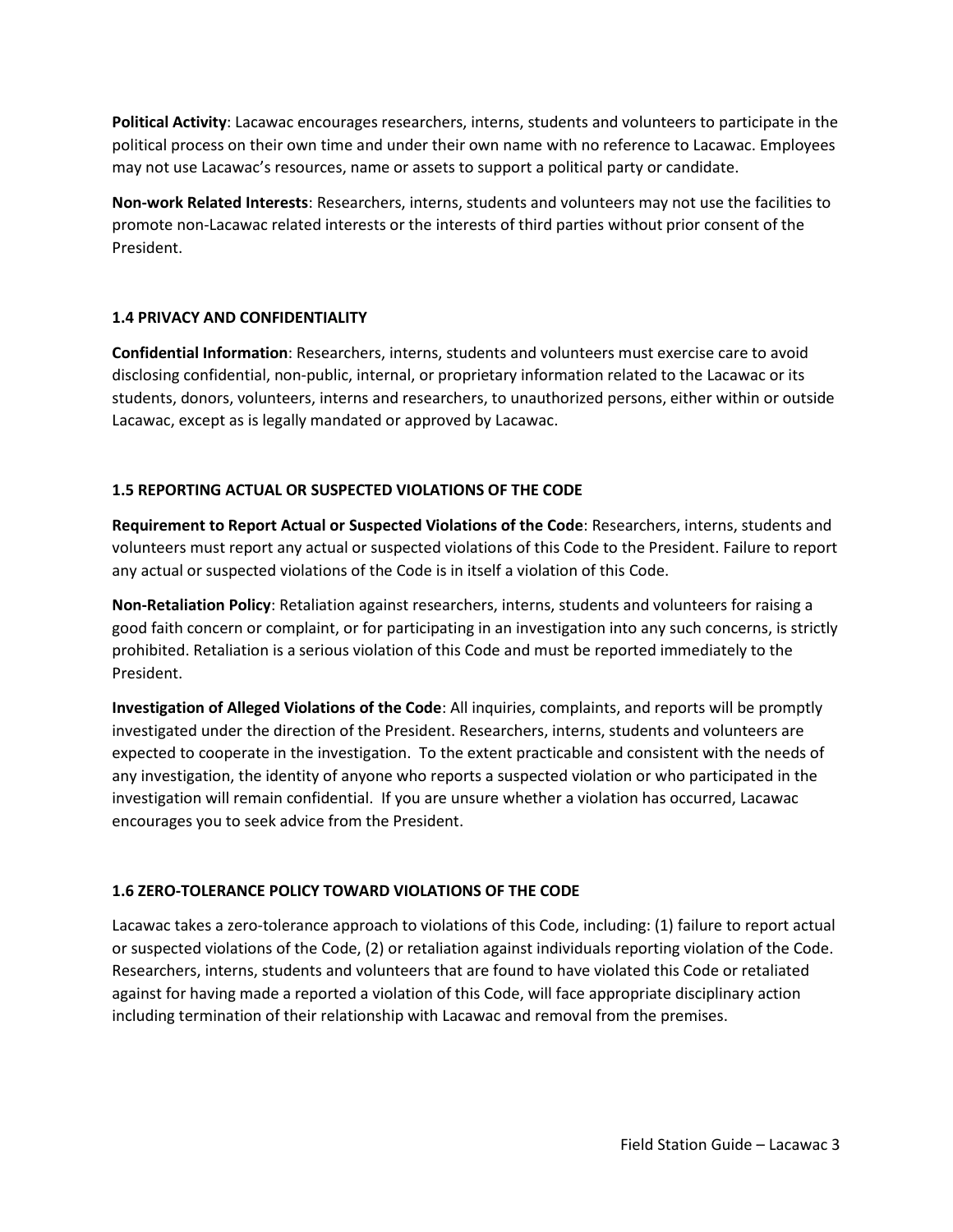**Political Activity**: Lacawac encourages researchers, interns, students and volunteers to participate in the political process on their own time and under their own name with no reference to Lacawac. Employees may not use Lacawac's resources, name or assets to support a political party or candidate.

**Non-work Related Interests**: Researchers, interns, students and volunteers may not use the facilities to promote non-Lacawac related interests or the interests of third parties without prior consent of the President.

### 1.4 PRIVACY AND CONFIDENTIALITY

**Confidential Information**: Researchers, interns, students and volunteers must exercise care to avoid disclosing confidential, non-public, internal, or proprietary information related to the Lacawac or its students, donors, volunteers, interns and researchers, to unauthorized persons, either within or outside Lacawac, except as is legally mandated or approved by Lacawac.

### 1.5 REPORTING ACTUAL OR SUSPECTED VIOLATIONS OF THE CODE

**Requirement to Report Actual or Suspected Violations of the Code**: Researchers, interns, students and volunteers must report any actual or suspected violations of this Code to the President. Failure to report any actual or suspected violations of the Code is in itself a violation of this Code.

**Non-Retaliation Policy**: Retaliation against researchers, interns, students and volunteers for raising a good faith concern or complaint, or for participating in an investigation into any such concerns, is strictly prohibited. Retaliation is a serious violation of this Code and must be reported immediately to the President.

**Investigation of Alleged Violations of the Code**: All inquiries, complaints, and reports will be promptly investigated under the direction of the President. Researchers, interns, students and volunteers are expected to cooperate in the investigation. To the extent practicable and consistent with the needs of any investigation, the identity of anyone who reports a suspected violation or who participated in the investigation will remain confidential. If you are unsure whether a violation has occurred, Lacawac encourages you to seek advice from the President.

### 1.6 ZERO-TOLERANCE POLICY TOWARD VIOLATIONS OF THE CODE

Lacawac takes a zero-tolerance approach to violations of this Code, including: (1) failure to report actual or suspected violations of the Code, (2) or retaliation against individuals reporting violation of the Code. Researchers, interns, students and volunteers that are found to have violated this Code or retaliated against for having made a reported a violation of this Code, will face appropriate disciplinary action including termination of their relationship with Lacawac and removal from the premises.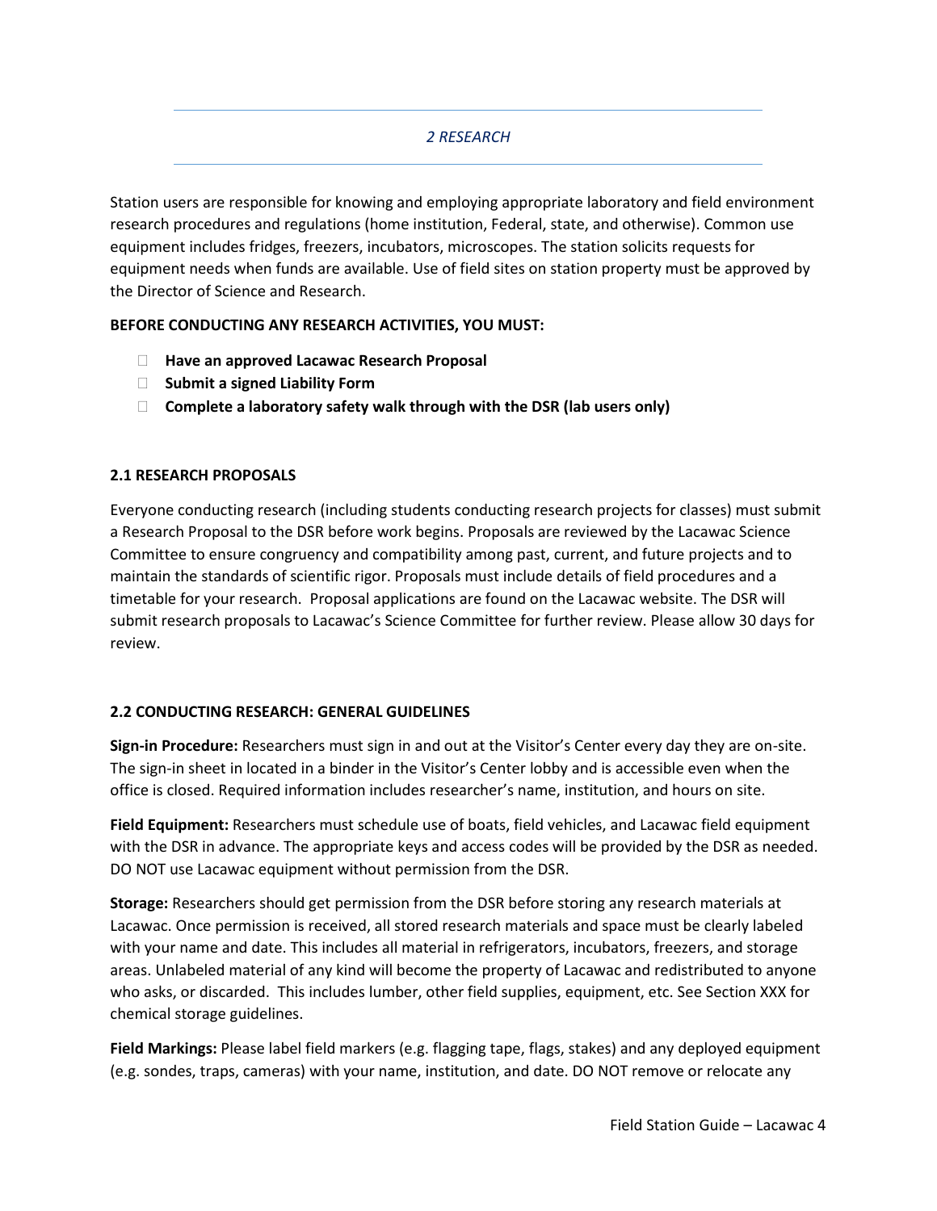*2 RESEARCH*

Station users are responsible for knowing and employing appropriate laboratory and field environment research procedures and regulations (home institution, Federal, state, and otherwise). Common use equipment includes fridges, freezers, incubators, microscopes. The station solicits requests for equipment needs when funds are available. Use of field sites on station property must be approved by the Director of Science and Research.

**BEFORE CONDUCTING ANY RESEARCH ACTIVITIES, YOU MUST:**

- **Have an approved Lacawac Research Proposal**
- **Submit a signed Liability Form**
- **Complete a laboratory safety walk through with the DSR (lab users only)**

**2.1 RESEARCH PROPOSALS**

Everyone conducting research (including students conducting research projects for classes) must submit a Research Proposal to the DSR before work begins. Proposals are reviewed by the Lacawac Science Committee to ensure congruency and compatibility among past, current, and future projects and to maintain the standards of scientific rigor. Proposals must include details of field procedures and a timetable for your research. Proposal applications are found on the Lacawac website. The DSR will submit research proposals to Lacawac's Science Committee for further review. Please allow 30 days for review.

**2.2 CONDUCTING RESEARCH: GENERAL GUIDELINES**

**Sign-in Procedure:** Researchers must sign in and out at the Visitor's Center every day they are on-site. The sign-in sheet in located in a binder in the Visitor's Center lobby and is accessible even when the office is closed. Required information includes researcher's name, institution, and hours on site.

**Field Equipment:** Researchers must schedule use of boats, field vehicles, and Lacawac field equipment with the DSR in advance. The appropriate keys and access codes will be provided by the DSR as needed. DO NOT use Lacawac equipment without permission from the DSR.

**Storage:** Researchers should get permission from the DSR before storing any research materials at Lacawac. Once permission is received, all stored research materials and space must be clearly labeled with your name and date. This includes all material in refrigerators, incubators, freezers, and storage areas. Unlabeled material of any kind will become the property of Lacawac and redistributed to anyone who asks, or discarded. This includes lumber, other field supplies, equipment, etc. See Section XXX for chemical storage guidelines.

**Field Markings:** Please label field markers (e.g. flagging tape, flags, stakes) and any deployed equipment (e.g. sondes, traps, cameras) with your name, institution, and date. DO NOT remove or relocate any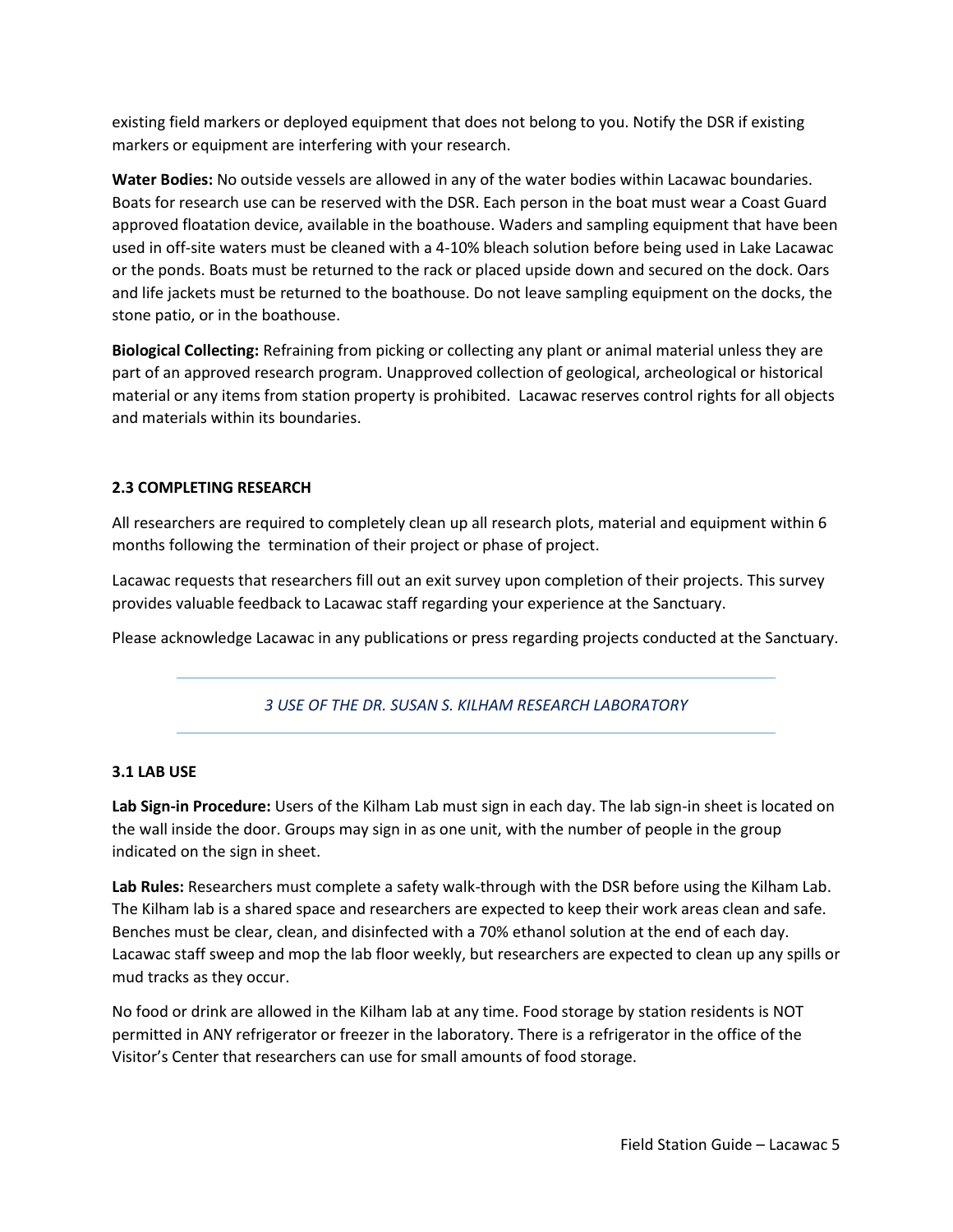existing field markers or deployed equipment that does not belong to you. Notify the DSR if existing markers or equipment are interfering with your research.

**Water Bodies:** No outside vessels are allowed in any of the water bodies within Lacawac boundaries. Boats for research use can be reserved with the DSR. Each person in the boat must wear a Coast Guard approved floatation device, available in the boathouse. Waders and sampling equipment that have been used in off-site waters must be cleaned with a 4-10% bleach solution before being used in Lake Lacawac or the ponds. Boats must be returned to the rack or placed upside down and secured on the dock. Oars and life jackets must be returned to the boathouse. Do not leave sampling equipment on the docks, the stone patio, or in the boathouse.

**Biological Collecting:** Refraining from picking or collecting any plant or animal material unless they are part of an approved research program. Unapproved collection of geological, archeological or historical material or any items from station property is prohibited. Lacawac reserves control rights for all objects and materials within its boundaries.

### 2.3 COMPLETING RESEARCH

All researchers are required to completely clean up all research plots, material and equipment within 6 months following the termination of their project or phase of project.

Lacawac requests that researchers fill out an exit survey upon completion of their projects. This survey provides valuable feedback to Lacawac staff regarding your experience at the Sanctuary.

Please acknowledge Lacawac in any publications or press regarding projects conducted at the Sanctuary.

---

## *3 USE OF THE DR. SUSAN S. KILHAM RESEARCH LABORATORY*

---

### 3.1 LAB USE

**Lab Sign-in Procedure:** Users of the Kilham Lab must sign in each day. The lab sign-in sheet is located on the wall inside the door. Groups may sign in as one unit, with the number of people in the group indicated on the sign in sheet.

**Lab Rules:** Researchers must complete a safety walk-through with the DSR before using the Kilham Lab. The Kilham lab is a shared space and researchers are expected to keep their work areas clean and safe. Benches must be clear, clean, and disinfected with a 70% ethanol solution at the end of each day. Lacawac staff sweep and mop the lab floor weekly, but researchers are expected to clean up any spills or mud tracks as they occur.

No food or drink are allowed in the Kilham lab at any time. Food storage by station residents is NOT permitted in ANY refrigerator or freezer in the laboratory. There is a refrigerator in the office of the Visitor's Center that researchers can use for small amounts of food storage.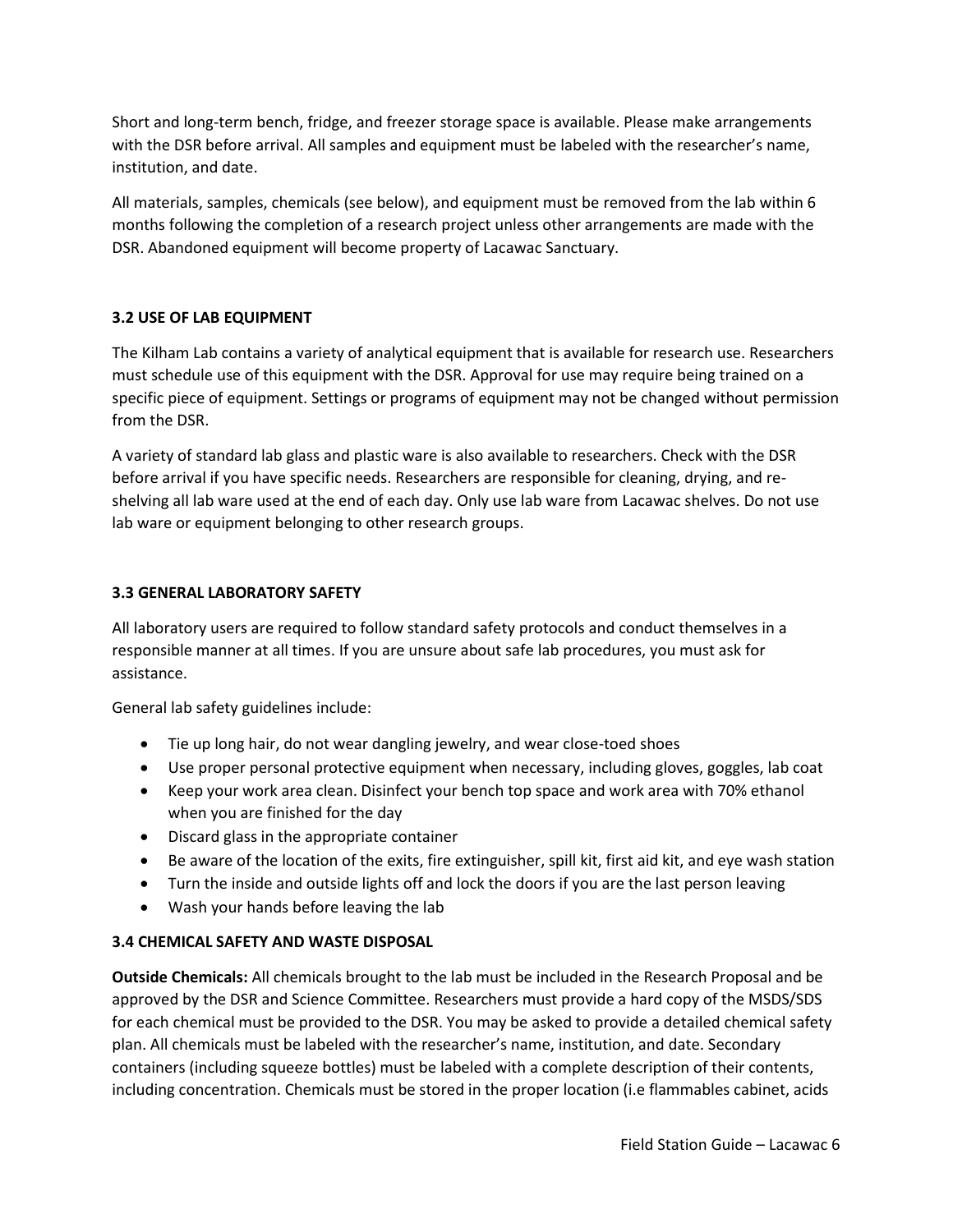Short and long-term bench, fridge, and freezer storage space is available. Please make arrangements with the DSR before arrival. All samples and equipment must be labeled with the researcher's name, institution, and date.

All materials, samples, chemicals (see below), and equipment must be removed from the lab within 6 months following the completion of a research project unless other arrangements are made with the DSR. Abandoned equipment will become property of Lacawac Sanctuary.

### 3.2 USE OF LAB EQUIPMENT

The Kilham Lab contains a variety of analytical equipment that is available for research use. Researchers must schedule use of this equipment with the DSR. Approval for use may require being trained on a specific piece of equipment. Settings or programs of equipment may not be changed without permission from the DSR.

A variety of standard lab glass and plastic ware is also available to researchers. Check with the DSR before arrival if you have specific needs. Researchers are responsible for cleaning, drying, and re-shelving all lab ware used at the end of each day. Only use lab ware from Lacawac shelves. Do not use lab ware or equipment belonging to other research groups.

### 3.3 GENERAL LABORATORY SAFETY

All laboratory users are required to follow standard safety protocols and conduct themselves in a responsible manner at all times. If you are unsure about safe lab procedures, you must ask for assistance.

General lab safety guidelines include:

- Tie up long hair, do not wear dangling jewelry, and wear close-toed shoes
- Use proper personal protective equipment when necessary, including gloves, goggles, lab coat
- Keep your work area clean. Disinfect your bench top space and work area with 70% ethanol when you are finished for the day
- Discard glass in the appropriate container
- Be aware of the location of the exits, fire extinguisher, spill kit, first aid kit, and eye wash station
- Turn the inside and outside lights off and lock the doors if you are the last person leaving
- Wash your hands before leaving the lab

### 3.4 CHEMICAL SAFETY AND WASTE DISPOSAL

**Outside Chemicals:** All chemicals brought to the lab must be included in the Research Proposal and be approved by the DSR and Science Committee. Researchers must provide a hard copy of the MSDS/SDS for each chemical must be provided to the DSR. You may be asked to provide a detailed chemical safety plan. All chemicals must be labeled with the researcher's name, institution, and date. Secondary containers (including squeeze bottles) must be labeled with a complete description of their contents, including concentration. Chemicals must be stored in the proper location (i.e flammables cabinet, acids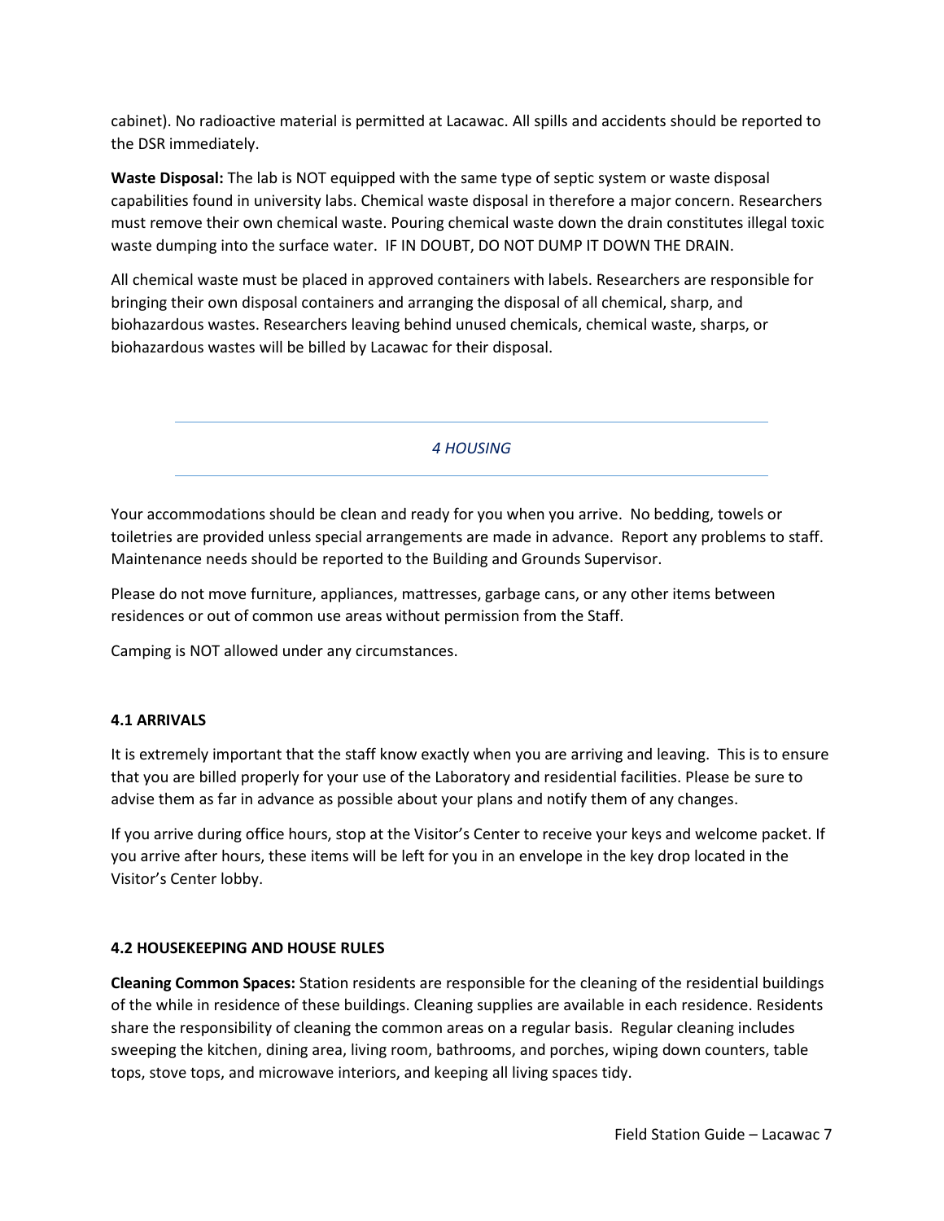cabinet). No radioactive material is permitted at Lacawac. All spills and accidents should be reported to the DSR immediately.

**Waste Disposal:** The lab is NOT equipped with the same type of septic system or waste disposal capabilities found in university labs. Chemical waste disposal in therefore a major concern. Researchers must remove their own chemical waste. Pouring chemical waste down the drain constitutes illegal toxic waste dumping into the surface water. IF IN DOUBT, DO NOT DUMP IT DOWN THE DRAIN.

All chemical waste must be placed in approved containers with labels. Researchers are responsible for bringing their own disposal containers and arranging the disposal of all chemical, sharp, and biohazardous wastes. Researchers leaving behind unused chemicals, chemical waste, sharps, or biohazardous wastes will be billed by Lacawac for their disposal.

## *4 HOUSING*

Your accommodations should be clean and ready for you when you arrive. No bedding, towels or toiletries are provided unless special arrangements are made in advance. Report any problems to staff. Maintenance needs should be reported to the Building and Grounds Supervisor.

Please do not move furniture, appliances, mattresses, garbage cans, or any other items between residences or out of common use areas without permission from the Staff.

Camping is NOT allowed under any circumstances.

### 4.1 ARRIVALS

It is extremely important that the staff know exactly when you are arriving and leaving. This is to ensure that you are billed properly for your use of the Laboratory and residential facilities. Please be sure to advise them as far in advance as possible about your plans and notify them of any changes.

If you arrive during office hours, stop at the Visitor's Center to receive your keys and welcome packet. If you arrive after hours, these items will be left for you in an envelope in the key drop located in the Visitor's Center lobby.

### 4.2 HOUSEKEEPING AND HOUSE RULES

**Cleaning Common Spaces:** Station residents are responsible for the cleaning of the residential buildings of the while in residence of these buildings. Cleaning supplies are available in each residence. Residents share the responsibility of cleaning the common areas on a regular basis. Regular cleaning includes sweeping the kitchen, dining area, living room, bathrooms, and porches, wiping down counters, table tops, stove tops, and microwave interiors, and keeping all living spaces tidy.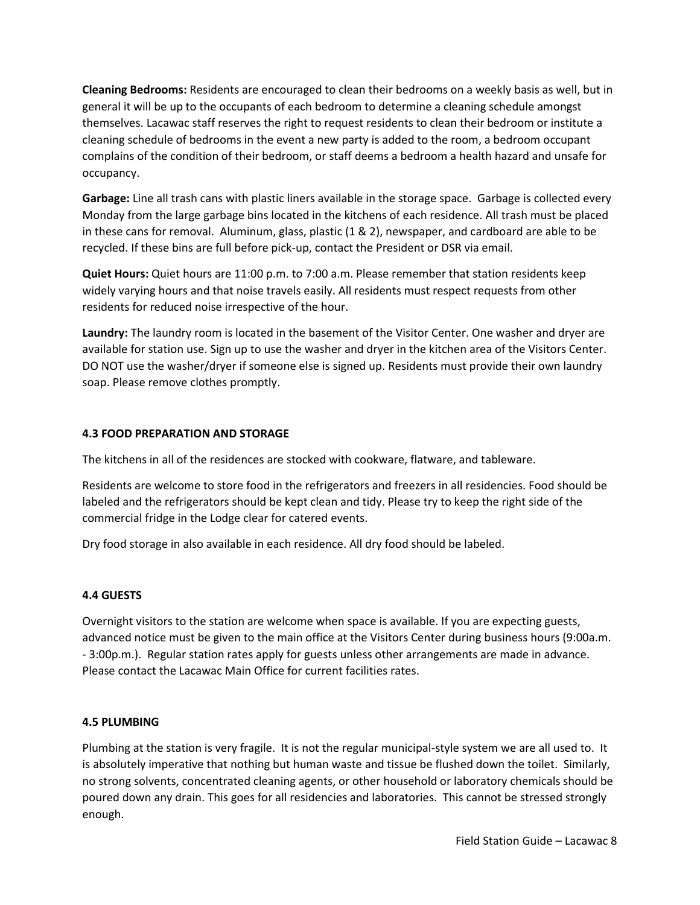**Cleaning Bedrooms:** Residents are encouraged to clean their bedrooms on a weekly basis as well, but in general it will be up to the occupants of each bedroom to determine a cleaning schedule amongst themselves. Lacawac staff reserves the right to request residents to clean their bedroom or institute a cleaning schedule of bedrooms in the event a new party is added to the room, a bedroom occupant complains of the condition of their bedroom, or staff deems a bedroom a health hazard and unsafe for occupancy.

**Garbage:** Line all trash cans with plastic liners available in the storage space. Garbage is collected every Monday from the large garbage bins located in the kitchens of each residence. All trash must be placed in these cans for removal. Aluminum, glass, plastic (1 & 2), newspaper, and cardboard are able to be recycled. If these bins are full before pick-up, contact the President or DSR via email.

**Quiet Hours:** Quiet hours are 11:00 p.m. to 7:00 a.m. Please remember that station residents keep widely varying hours and that noise travels easily. All residents must respect requests from other residents for reduced noise irrespective of the hour.

**Laundry:** The laundry room is located in the basement of the Visitor Center. One washer and dryer are available for station use. Sign up to use the washer and dryer in the kitchen area of the Visitors Center. DO NOT use the washer/dryer if someone else is signed up. Residents must provide their own laundry soap. Please remove clothes promptly.

### 4.3 FOOD PREPARATION AND STORAGE

The kitchens in all of the residences are stocked with cookware, flatware, and tableware.

Residents are welcome to store food in the refrigerators and freezers in all residencies. Food should be labeled and the refrigerators should be kept clean and tidy. Please try to keep the right side of the commercial fridge in the Lodge clear for catered events.

Dry food storage in also available in each residence. All dry food should be labeled.

### 4.4 GUESTS

Overnight visitors to the station are welcome when space is available. If you are expecting guests, advanced notice must be given to the main office at the Visitors Center during business hours (9:00a.m. - 3:00p.m.). Regular station rates apply for guests unless other arrangements are made in advance. Please contact the Lacawac Main Office for current facilities rates.

### 4.5 PLUMBING

Plumbing at the station is very fragile. It is not the regular municipal-style system we are all used to. It is absolutely imperative that nothing but human waste and tissue be flushed down the toilet. Similarly, no strong solvents, concentrated cleaning agents, or other household or laboratory chemicals should be poured down any drain. This goes for all residencies and laboratories. This cannot be stressed strongly enough.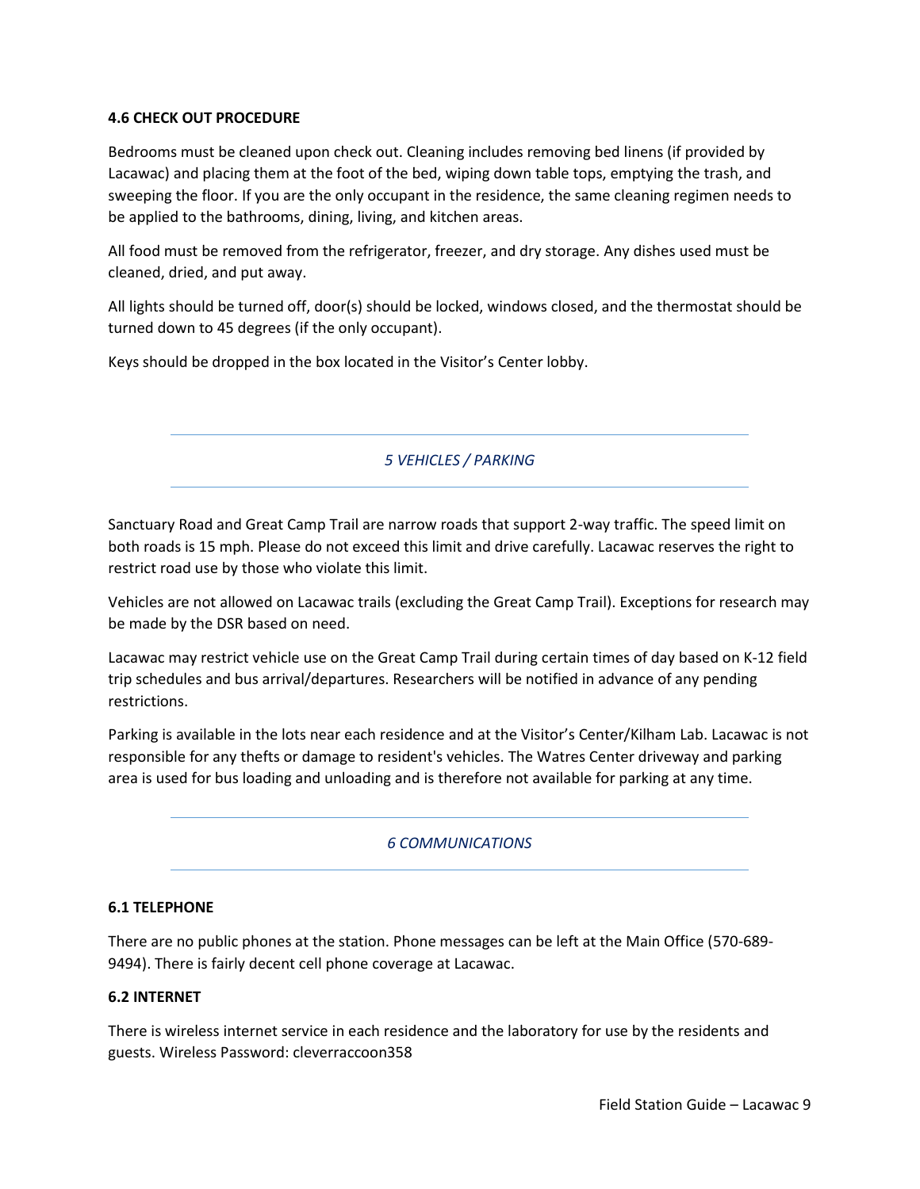### 4.6 CHECK OUT PROCEDURE

Bedrooms must be cleaned upon check out. Cleaning includes removing bed linens (if provided by Lacawac) and placing them at the foot of the bed, wiping down table tops, emptying the trash, and sweeping the floor. If you are the only occupant in the residence, the same cleaning regimen needs to be applied to the bathrooms, dining, living, and kitchen areas.

All food must be removed from the refrigerator, freezer, and dry storage. Any dishes used must be cleaned, dried, and put away.

All lights should be turned off, door(s) should be locked, windows closed, and the thermostat should be turned down to 45 degrees (if the only occupant).

Keys should be dropped in the box located in the Visitor's Center lobby.

## *5 VEHICLES / PARKING*

Sanctuary Road and Great Camp Trail are narrow roads that support 2-way traffic. The speed limit on both roads is 15 mph. Please do not exceed this limit and drive carefully. Lacawac reserves the right to restrict road use by those who violate this limit.

Vehicles are not allowed on Lacawac trails (excluding the Great Camp Trail). Exceptions for research may be made by the DSR based on need.

Lacawac may restrict vehicle use on the Great Camp Trail during certain times of day based on K-12 field trip schedules and bus arrival/departures. Researchers will be notified in advance of any pending restrictions.

Parking is available in the lots near each residence and at the Visitor's Center/Kilham Lab. Lacawac is not responsible for any thefts or damage to resident's vehicles. The Watres Center driveway and parking area is used for bus loading and unloading and is therefore not available for parking at any time.

## *6 COMMUNICATIONS*

### 6.1 TELEPHONE

There are no public phones at the station. Phone messages can be left at the Main Office (570-689-9494). There is fairly decent cell phone coverage at Lacawac.

### 6.2 INTERNET

There is wireless internet service in each residence and the laboratory for use by the residents and guests. Wireless Password: cleverraccoon358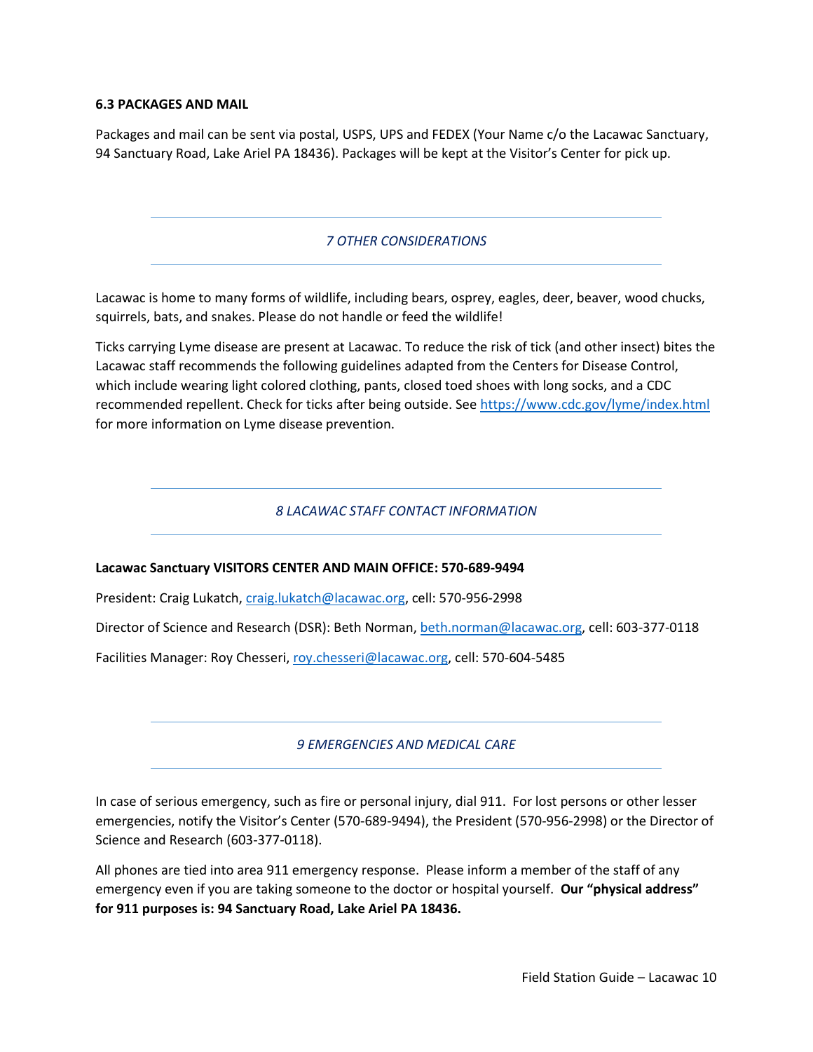### 6.3 PACKAGES AND MAIL

Packages and mail can be sent via postal, USPS, UPS and FEDEX (Your Name c/o the Lacawac Sanctuary, 94 Sanctuary Road, Lake Ariel PA 18436). Packages will be kept at the Visitor's Center for pick up.

## *7 OTHER CONSIDERATIONS*

Lacawac is home to many forms of wildlife, including bears, osprey, eagles, deer, beaver, wood chucks, squirrels, bats, and snakes. Please do not handle or feed the wildlife!

Ticks carrying Lyme disease are present at Lacawac. To reduce the risk of tick (and other insect) bites the Lacawac staff recommends the following guidelines adapted from the Centers for Disease Control, which include wearing light colored clothing, pants, closed toed shoes with long socks, and a CDC recommended repellent. Check for ticks after being outside. See https://www.cdc.gov/lyme/index.html for more information on Lyme disease prevention.

## *8 LACAWAC STAFF CONTACT INFORMATION*

**Lacawac Sanctuary VISITORS CENTER AND MAIN OFFICE: 570-689-9494**

President: Craig Lukatch, craig.lukatch@lacawac.org, cell: 570-956-2998

Director of Science and Research (DSR): Beth Norman, beth.norman@lacawac.org, cell: 603-377-0118

Facilities Manager: Roy Chesseri, roy.chesseri@lacawac.org, cell: 570-604-5485

## *9 EMERGENCIES AND MEDICAL CARE*

In case of serious emergency, such as fire or personal injury, dial 911. For lost persons or other lesser emergencies, notify the Visitor's Center (570-689-9494), the President (570-956-2998) or the Director of Science and Research (603-377-0118).

All phones are tied into area 911 emergency response. Please inform a member of the staff of any emergency even if you are taking someone to the doctor or hospital yourself. **Our "physical address" for 911 purposes is: 94 Sanctuary Road, Lake Ariel PA 18436.**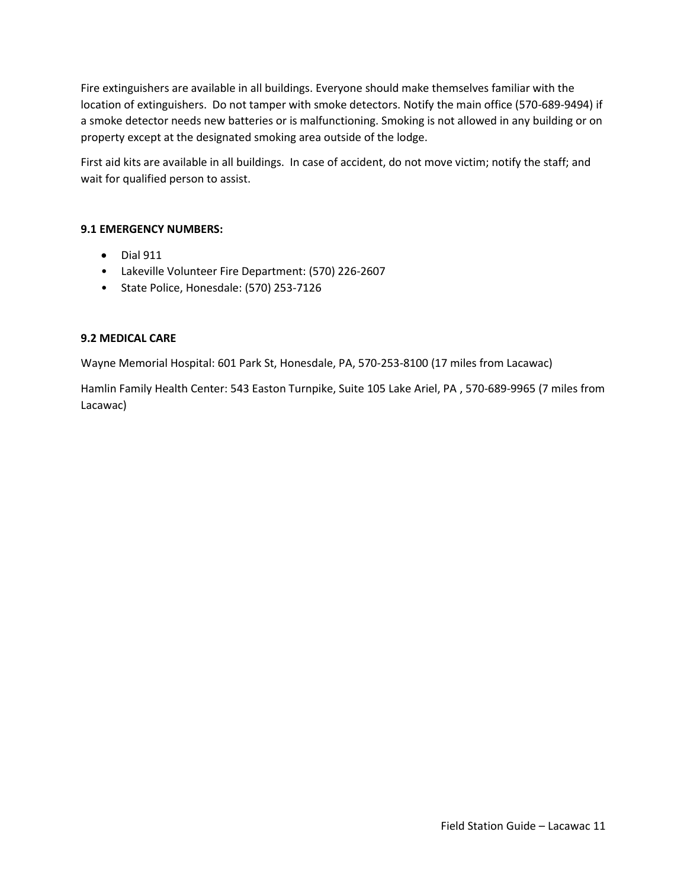Fire extinguishers are available in all buildings. Everyone should make themselves familiar with the location of extinguishers. Do not tamper with smoke detectors. Notify the main office (570-689-9494) if a smoke detector needs new batteries or is malfunctioning. Smoking is not allowed in any building or on property except at the designated smoking area outside of the lodge.

First aid kits are available in all buildings. In case of accident, do not move victim; notify the staff; and wait for qualified person to assist.

**9.1 EMERGENCY NUMBERS:**

- Dial 911
- Lakeville Volunteer Fire Department: (570) 226-2607
- State Police, Honesdale: (570) 253-7126

**9.2 MEDICAL CARE**

Wayne Memorial Hospital: 601 Park St, Honesdale, PA, 570-253-8100 (17 miles from Lacawac)

Hamlin Family Health Center: 543 Easton Turnpike, Suite 105 Lake Ariel, PA , 570-689-9965 (7 miles from Lacawac)